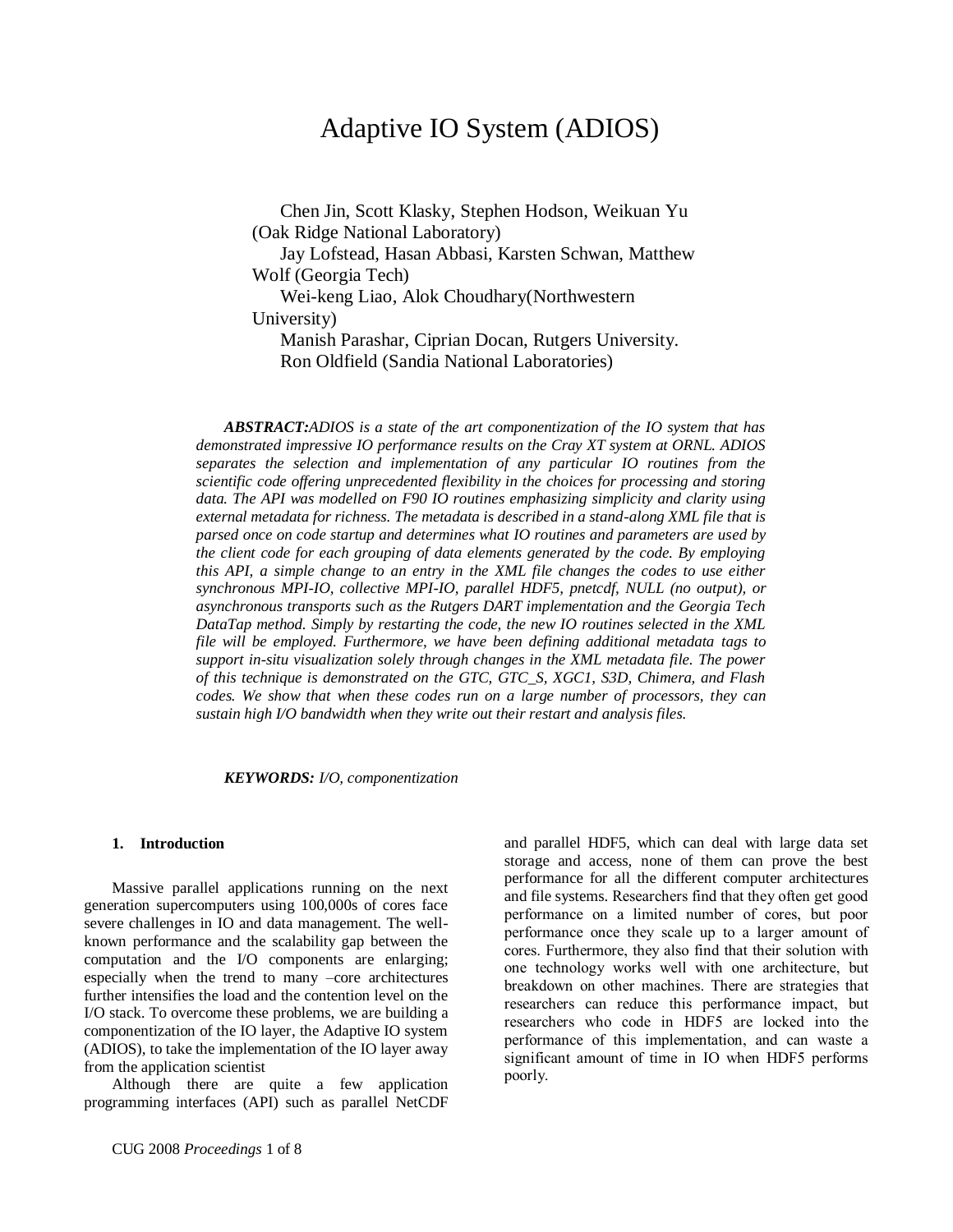# Adaptive IO System (ADIOS)

Chen Jin, Scott Klasky, Stephen Hodson, Weikuan Yu (Oak Ridge National Laboratory)
Jay Lofstead, Hasan Abbasi, Karsten Schwan, Matthew Wolf (Georgia Tech)
Wei-keng Liao, Alok Choudhary(Northwestern University)
Manish Parashar, Ciprian Docan, Rutgers University.
Ron Oldfield (Sandia National Laboratories)

***ABSTRACT:****ADIOS is a state of the art componentization of the IO system that has demonstrated impressive IO performance results on the Cray XT system at ORNL. ADIOS separates the selection and implementation of any particular IO routines from the scientific code offering unprecedented flexibility in the choices for processing and storing data. The API was modelled on F90 IO routines emphasizing simplicity and clarity using external metadata for richness. The metadata is described in a stand-along XML file that is parsed once on code startup and determines what IO routines and parameters are used by the client code for each grouping of data elements generated by the code. By employing this API, a simple change to an entry in the XML file changes the codes to use either synchronous MPI-IO, collective MPI-IO, parallel HDF5, pnetcdf, NULL (no output), or asynchronous transports such as the Rutgers DART implementation and the Georgia Tech DataTap method. Simply by restarting the code, the new IO routines selected in the XML file will be employed. Furthermore, we have been defining additional metadata tags to support in-situ visualization solely through changes in the XML metadata file. The power of this technique is demonstrated on the GTC, GTC_S, XGC1, S3D, Chimera, and Flash codes. We show that when these codes run on a large number of processors, they can sustain high I/O bandwidth when they write out their restart and analysis files.*

***KEYWORDS:*** *I/O, componentization*

## 1. Introduction

Massive parallel applications running on the next generation supercomputers using 100,000s of cores face severe challenges in IO and data management. The well-known performance and the scalability gap between the computation and the I/O components are enlarging; especially when the trend to many –core architectures further intensifies the load and the contention level on the I/O stack. To overcome these problems, we are building a componentization of the IO layer, the Adaptive IO system (ADIOS), to take the implementation of the IO layer away from the application scientist

Although there are quite a few application programming interfaces (API) such as parallel NetCDF and parallel HDF5, which can deal with large data set storage and access, none of them can prove the best performance for all the different computer architectures and file systems. Researchers find that they often get good performance on a limited number of cores, but poor performance once they scale up to a larger amount of cores. Furthermore, they also find that their solution with one technology works well with one architecture, but breakdown on other machines. There are strategies that researchers can reduce this performance impact, but researchers who code in HDF5 are locked into the performance of this implementation, and can waste a significant amount of time in IO when HDF5 performs poorly.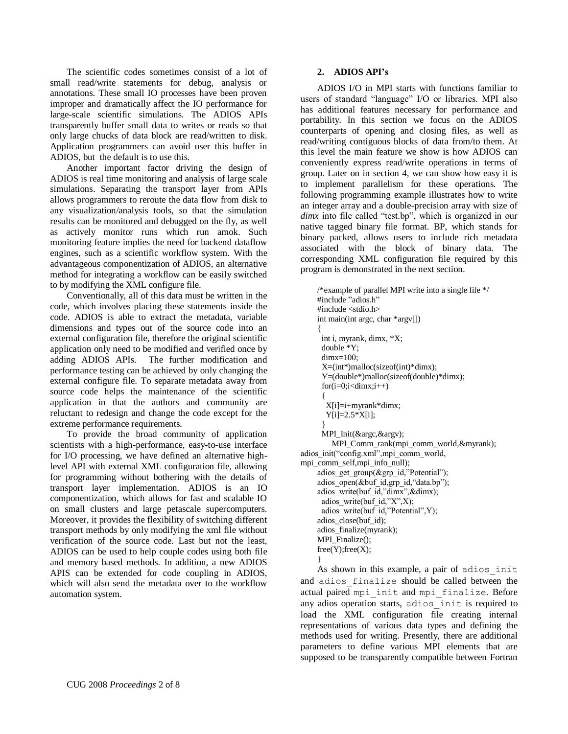The scientific codes sometimes consist of a lot of small read/write statements for debug, analysis or annotations. These small IO processes have been proven improper and dramatically affect the IO performance for large-scale scientific simulations. The ADIOS APIs transparently buffer small data to writes or reads so that only large chucks of data block are read/written to disk. Application programmers can avoid user this buffer in ADIOS, but the default is to use this.

Another important factor driving the design of ADIOS is real time monitoring and analysis of large scale simulations. Separating the transport layer from APIs allows programmers to reroute the data flow from disk to any visualization/analysis tools, so that the simulation results can be monitored and debugged on the fly, as well as actively monitor runs which run amok. Such monitoring feature implies the need for backend dataflow engines, such as a scientific workflow system. With the advantageous componentization of ADIOS, an alternative method for integrating a workflow can be easily switched to by modifying the XML configure file.

Conventionally, all of this data must be written in the code, which involves placing these statements inside the code. ADIOS is able to extract the metadata, variable dimensions and types out of the source code into an external configuration file, therefore the original scientific application only need to be modified and verified once by adding ADIOS APIs. The further modification and performance testing can be achieved by only changing the external configure file. To separate metadata away from source code helps the maintenance of the scientific application in that the authors and community are reluctant to redesign and change the code except for the extreme performance requirements.

To provide the broad community of application scientists with a high-performance, easy-to-use interface for I/O processing, we have defined an alternative high-level API with external XML configuration file, allowing for programming without bothering with the details of transport layer implementation. ADIOS is an IO componentization, which allows for fast and scalable IO on small clusters and large petascale supercomputers. Moreover, it provides the flexibility of switching different transport methods by only modifying the xml file without verification of the source code. Last but not the least, ADIOS can be used to help couple codes using both file and memory based methods. In addition, a new ADIOS APIS can be extended for code coupling in ADIOS, which will also send the metadata over to the workflow automation system.

## 2. ADIOS API's

ADIOS I/O in MPI starts with functions familiar to users of standard "language" I/O or libraries. MPI also has additional features necessary for performance and portability. In this section we focus on the ADIOS counterparts of opening and closing files, as well as read/writing contiguous blocks of data from/to them. At this level the main feature we show is how ADIOS can conveniently express read/write operations in terms of group. Later on in section 4, we can show how easy it is to implement parallelism for these operations. The following programming example illustrates how to write an integer array and a double-precision array with size of *dimx* into file called "test.bp", which is organized in our native tagged binary file format. BP, which stands for binary packed, allows users to include rich metadata associated with the block of binary data. The corresponding XML configuration file required by this program is demonstrated in the next section.

```
/*example of parallel MPI write into a single file */
#include "adios.h"
#include <stdio.h>
int main(int argc, char *argv[])
{
  int i, myrank, dimx, *X;
  double *Y;
  dimx=100;
  X=(int*)malloc(sizeof(int)*dimx);
  Y=(double*)malloc(sizeof(double)*dimx);
  for(i=0;i<dimx;i++)
  {
    X[i]=i+myrank*dimx;
    Y[i]=2.5*X[i];
  }
  MPI_Init(&argc,&argv);
      MPI_Comm_rank(mpi_comm_world,&myrank);
adios_init("config.xml",mpi_comm_world,
mpi_comm_self,mpi_info_null);
  adios_get_group(&grp_id,"Potential");
  adios_open(&buf_id,grp_id,"data.bp");
  adios_write(buf_id,"dimx",&dimx);
    adios_write(buf_id,"X",X);
    adios_write(buf_id,"Potential",Y);
  adios_close(buf_id);
  adios_finalize(myrank);
  MPI_Finalize();
  free(Y);free(X);
}
```

As shown in this example, a pair of `adios_init` and `adios_finalize` should be called between the actual paired `mpi_init` and `mpi_finalize`. Before any adios operation starts, `adios_init` is required to load the XML configuration file creating internal representations of various data types and defining the methods used for writing. Presently, there are additional parameters to define various MPI elements that are supposed to be transparently compatible between Fortran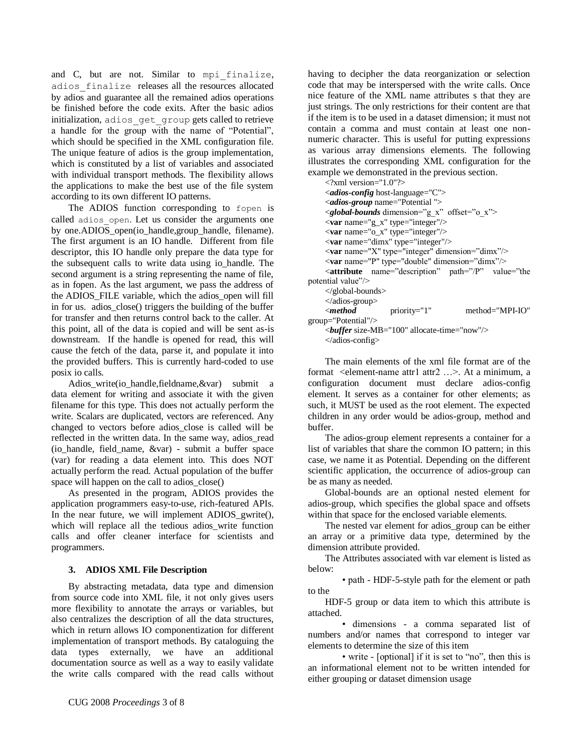and C, but are not. Similar to `mpi_finalize`, `adios_finalize` releases all the resources allocated by adios and guarantee all the remained adios operations be finished before the code exits. After the basic adios initialization, `adios_get_group` gets called to retrieve a handle for the group with the name of "Potential", which should be specified in the XML configuration file. The unique feature of adios is the group implementation, which is constituted by a list of variables and associated with individual transport methods. The flexibility allows the applications to make the best use of the file system according to its own different IO patterns.

The ADIOS function corresponding to `fopen` is called `adios_open`. Let us consider the arguments one by one.ADIOS_open(io_handle,group_handle, filename). The first argument is an IO handle. Different from file descriptor, this IO handle only prepare the data type for the subsequent calls to write data using io_handle. The second argument is a string representing the name of file, as in fopen. As the last argument, we pass the address of the ADIOS_FILE variable, which the adios_open will fill in for us. adios_close() triggers the building of the buffer for transfer and then returns control back to the caller. At this point, all of the data is copied and will be sent as-is downstream. If the handle is opened for read, this will cause the fetch of the data, parse it, and populate it into the provided buffers. This is currently hard-coded to use posix io calls.

Adios_write(io_handle,fieldname,&var) submit a data element for writing and associate it with the given filename for this type. This does not actually perform the write. Scalars are duplicated, vectors are referenced. Any changed to vectors before adios_close is called will be reflected in the written data. In the same way, adios_read (io_handle, field_name, &var) - submit a buffer space (var) for reading a data element into. This does NOT actually perform the read. Actual population of the buffer space will happen on the call to adios_close()

As presented in the program, ADIOS provides the application programmers easy-to-use, rich-featured APIs. In the near future, we will implement ADIOS_gwrite(), which will replace all the tedious adios_write function calls and offer cleaner interface for scientists and programmers.

### 3. ADIOS XML File Description

By abstracting metadata, data type and dimension from source code into XML file, it not only gives users more flexibility to annotate the arrays or variables, but also centralizes the description of all the data structures, which in return allows IO componentization for different implementation of transport methods. By cataloguing the data types externally, we have an additional documentation source as well as a way to easily validate the write calls compared with the read calls without having to decipher the data reorganization or selection code that may be interspersed with the write calls. Once nice feature of the XML name attributes s that they are just strings. The only restrictions for their content are that if the item is to be used in a dataset dimension; it must not contain a comma and must contain at least one non-numeric character. This is useful for putting expressions as various array dimensions elements. The following illustrates the corresponding XML configuration for the example we demonstrated in the previous section.

```
<?xml version="1.0"?>
<adios-config host-language="C">
<adios-group name="Potential ">
<global-bounds dimension="g_x" offset="o_x">
<var name="g_x" type="integer"/>
<var name="o_x" type="integer"/>
<var name="dimx" type="integer"/>
<var name="X" type="integer" dimension="dimx"/>
<var name="P" type="double" dimension="dimx"/>
<attribute name="description" path="/P" value="the potential value"/>
</global-bounds>
</adios-group>
<method priority="1" method="MPI-IO" group="Potential"/>
<buffer size-MB="100" allocate-time="now"/>
</adios-config>
```

The main elements of the xml file format are of the format <element-name attr1 attr2 …>. At a minimum, a configuration document must declare adios-config element. It serves as a container for other elements; as such, it MUST be used as the root element. The expected children in any order would be adios-group, method and buffer.

The adios-group element represents a container for a list of variables that share the common IO pattern; in this case, we name it as Potential. Depending on the different scientific application, the occurrence of adios-group can be as many as needed.

Global-bounds are an optional nested element for adios-group, which specifies the global space and offsets within that space for the enclosed variable elements.

The nested var element for adios_group can be either an array or a primitive data type, determined by the dimension attribute provided.

The Attributes associated with var element is listed as below:

- path - HDF-5-style path for the element or path to the

HDF-5 group or data item to which this attribute is attached.

- dimensions - a comma separated list of numbers and/or names that correspond to integer var elements to determine the size of this item
- write - [optional] if it is set to "no", then this is an informational element not to be written intended for either grouping or dataset dimension usage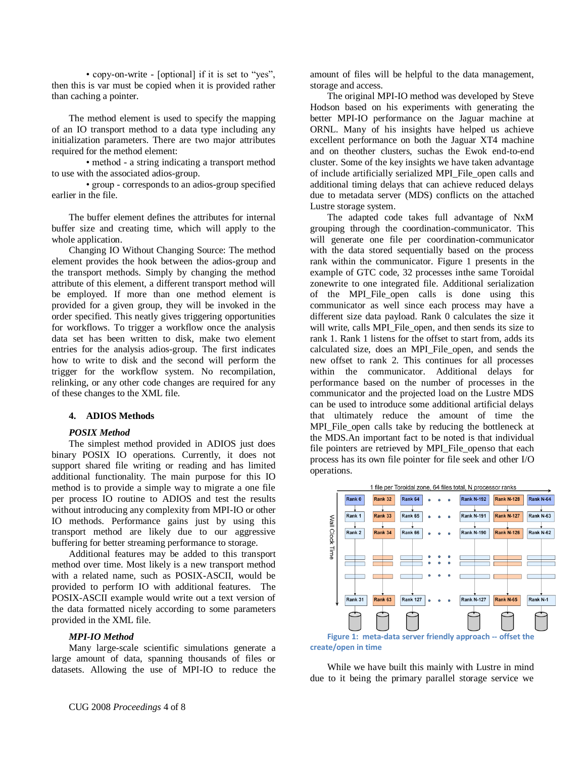• copy-on-write - [optional] if it is set to "yes", then this is var must be copied when it is provided rather than caching a pointer.

The method element is used to specify the mapping of an IO transport method to a data type including any initialization parameters. There are two major attributes required for the method element:

• method - a string indicating a transport method to use with the associated adios-group.

• group - corresponds to an adios-group specified earlier in the file.

The buffer element defines the attributes for internal buffer size and creating time, which will apply to the whole application.

Changing IO Without Changing Source: The method element provides the hook between the adios-group and the transport methods. Simply by changing the method attribute of this element, a different transport method will be employed. If more than one method element is provided for a given group, they will be invoked in the order specified. This neatly gives triggering opportunities for workflows. To trigger a workflow once the analysis data set has been written to disk, make two element entries for the analysis adios-group. The first indicates how to write to disk and the second will perform the trigger for the workflow system. No recompilation, relinking, or any other code changes are required for any of these changes to the XML file.

## 4. ADIOS Methods

### *POSIX Method*

The simplest method provided in ADIOS just does binary POSIX IO operations. Currently, it does not support shared file writing or reading and has limited additional functionality. The main purpose for this IO method is to provide a simple way to migrate a one file per process IO routine to ADIOS and test the results without introducing any complexity from MPI-IO or other IO methods. Performance gains just by using this transport method are likely due to our aggressive buffering for better streaming performance to storage.

Additional features may be added to this transport method over time. Most likely is a new transport method with a related name, such as POSIX-ASCII, would be provided to perform IO with additional features. The POSIX-ASCII example would write out a text version of the data formatted nicely according to some parameters provided in the XML file.

### *MPI-IO Method*

Many large-scale scientific simulations generate a large amount of data, spanning thousands of files or datasets. Allowing the use of MPI-IO to reduce the amount of files will be helpful to the data management, storage and access.

The original MPI-IO method was developed by Steve Hodson based on his experiments with generating the better MPI-IO performance on the Jaguar machine at ORNL. Many of his insights have helped us achieve excellent performance on both the Jaguar XT4 machine and on theother clusters, suchas the Ewok end-to-end cluster. Some of the key insights we have taken advantage of include artificially serialized MPI_File_open calls and additional timing delays that can achieve reduced delays due to metadata server (MDS) conflicts on the attached Lustre storage system.

The adapted code takes full advantage of NxM grouping through the coordination-communicator. This will generate one file per coordination-communicator with the data stored sequentially based on the process rank within the communicator. Figure 1 presents in the example of GTC code, 32 processes inthe same Toroidal zonewrite to one integrated file. Additional serialization of the MPI_File_open calls is done using this communicator as well since each process may have a different size data payload. Rank 0 calculates the size it will write, calls MPI_File_open, and then sends its size to rank 1. Rank 1 listens for the offset to start from, adds its calculated size, does an MPI_File_open, and sends the new offset to rank 2. This continues for all processes within the communicator. Additional delays for performance based on the number of processes in the communicator and the projected load on the Lustre MDS can be used to introduce some additional artificial delays that ultimately reduce the amount of time the MPI_File_open calls take by reducing the bottleneck at the MDS.An important fact to be noted is that individual file pointers are retrieved by MPI_File_openso that each process has its own file pointer for file seek and other I/O operations.

**Figure 1: meta-data server friendly approach -- offset the create/open in time**

While we have built this mainly with Lustre in mind due to it being the primary parallel storage service we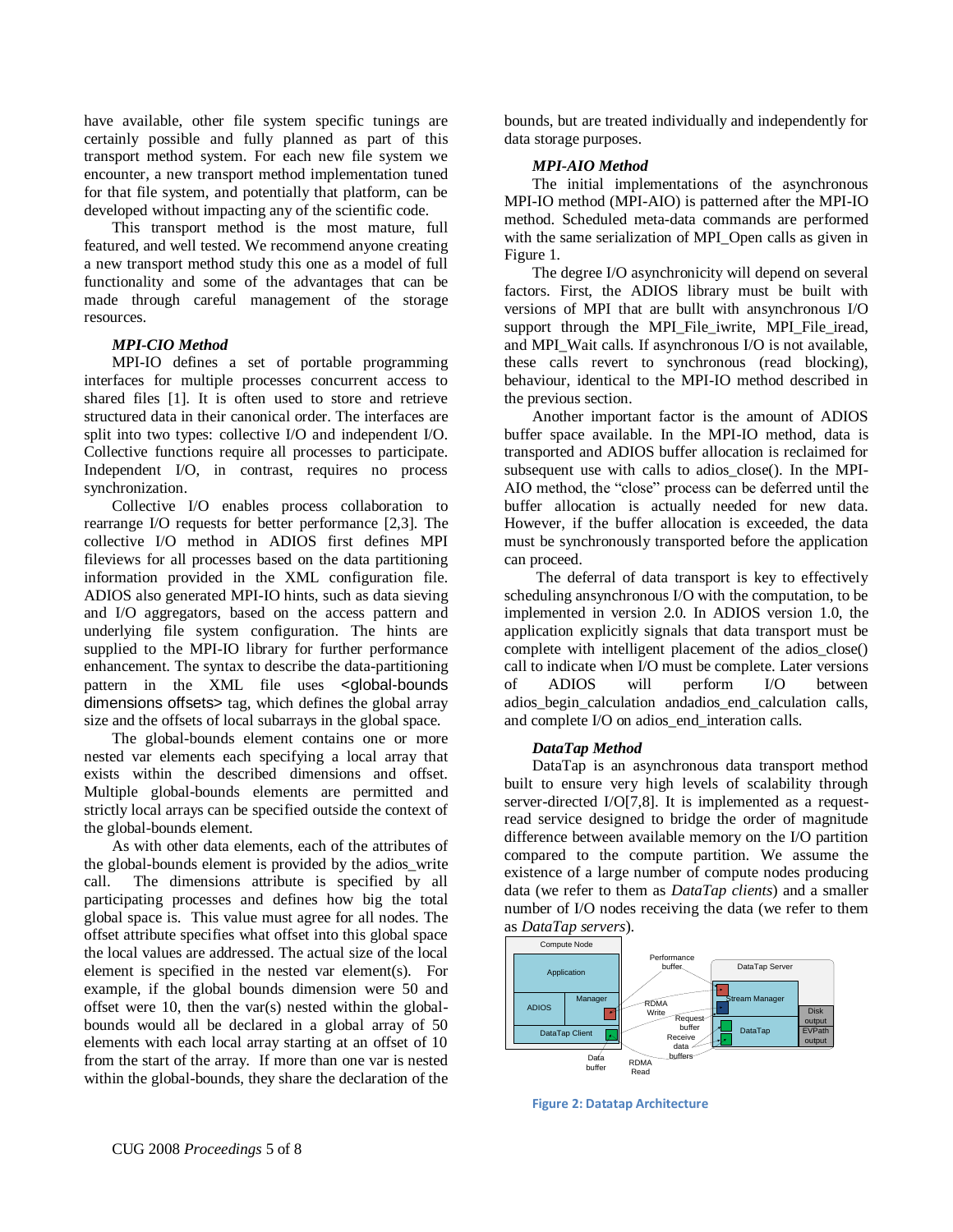have available, other file system specific tunings are certainly possible and fully planned as part of this transport method system. For each new file system we encounter, a new transport method implementation tuned for that file system, and potentially that platform, can be developed without impacting any of the scientific code.

This transport method is the most mature, full featured, and well tested. We recommend anyone creating a new transport method study this one as a model of full functionality and some of the advantages that can be made through careful management of the storage resources.

### *MPI-CIO Method*

MPI-IO defines a set of portable programming interfaces for multiple processes concurrent access to shared files [1]. It is often used to store and retrieve structured data in their canonical order. The interfaces are split into two types: collective I/O and independent I/O. Collective functions require all processes to participate. Independent I/O, in contrast, requires no process synchronization.

Collective I/O enables process collaboration to rearrange I/O requests for better performance [2,3]. The collective I/O method in ADIOS first defines MPI fileviews for all processes based on the data partitioning information provided in the XML configuration file. ADIOS also generated MPI-IO hints, such as data sieving and I/O aggregators, based on the access pattern and underlying file system configuration. The hints are supplied to the MPI-IO library for further performance enhancement. The syntax to describe the data-partitioning pattern in the XML file uses <global-bounds dimensions offsets> tag, which defines the global array size and the offsets of local subarrays in the global space.

The global-bounds element contains one or more nested var elements each specifying a local array that exists within the described dimensions and offset. Multiple global-bounds elements are permitted and strictly local arrays can be specified outside the context of the global-bounds element.

As with other data elements, each of the attributes of the global-bounds element is provided by the adios_write call. The dimensions attribute is specified by all participating processes and defines how big the total global space is. This value must agree for all nodes. The offset attribute specifies what offset into this global space the local values are addressed. The actual size of the local element is specified in the nested var element(s). For example, if the global bounds dimension were 50 and offset were 10, then the var(s) nested within the global-bounds would all be declared in a global array of 50 elements with each local array starting at an offset of 10 from the start of the array. If more than one var is nested within the global-bounds, they share the declaration of the bounds, but are treated individually and independently for data storage purposes.

### *MPI-AIO Method*

The initial implementations of the asynchronous MPI-IO method (MPI-AIO) is patterned after the MPI-IO method. Scheduled meta-data commands are performed with the same serialization of MPI_Open calls as given in Figure 1.

The degree I/O asynchronicity will depend on several factors. First, the ADIOS library must be built with versions of MPI that are bullt with ansynchronous I/O support through the MPI_File_iwrite, MPI_File_iread, and MPI_Wait calls. If asynchronous I/O is not available, these calls revert to synchronous (read blocking), behaviour, identical to the MPI-IO method described in the previous section.

Another important factor is the amount of ADIOS buffer space available. In the MPI-IO method, data is transported and ADIOS buffer allocation is reclaimed for subsequent use with calls to adios_close(). In the MPI-AIO method, the "close" process can be deferred until the buffer allocation is actually needed for new data. However, if the buffer allocation is exceeded, the data must be synchronously transported before the application can proceed.

The deferral of data transport is key to effectively scheduling ansynchronous I/O with the computation, to be implemented in version 2.0. In ADIOS version 1.0, the application explicitly signals that data transport must be complete with intelligent placement of the adios_close() call to indicate when I/O must be complete. Later versions of ADIOS will perform I/O between adios_begin_calculation andadios_end_calculation calls, and complete I/O on adios_end_interation calls.

### *DataTap Method*

DataTap is an asynchronous data transport method built to ensure very high levels of scalability through server-directed I/O[7,8]. It is implemented as a request-read service designed to bridge the order of magnitude difference between available memory on the I/O partition compared to the compute partition. We assume the existence of a large number of compute nodes producing data (we refer to them as *DataTap clients*) and a smaller number of I/O nodes receiving the data (we refer to them as *DataTap servers*).

**Figure 2: Datatap Architecture**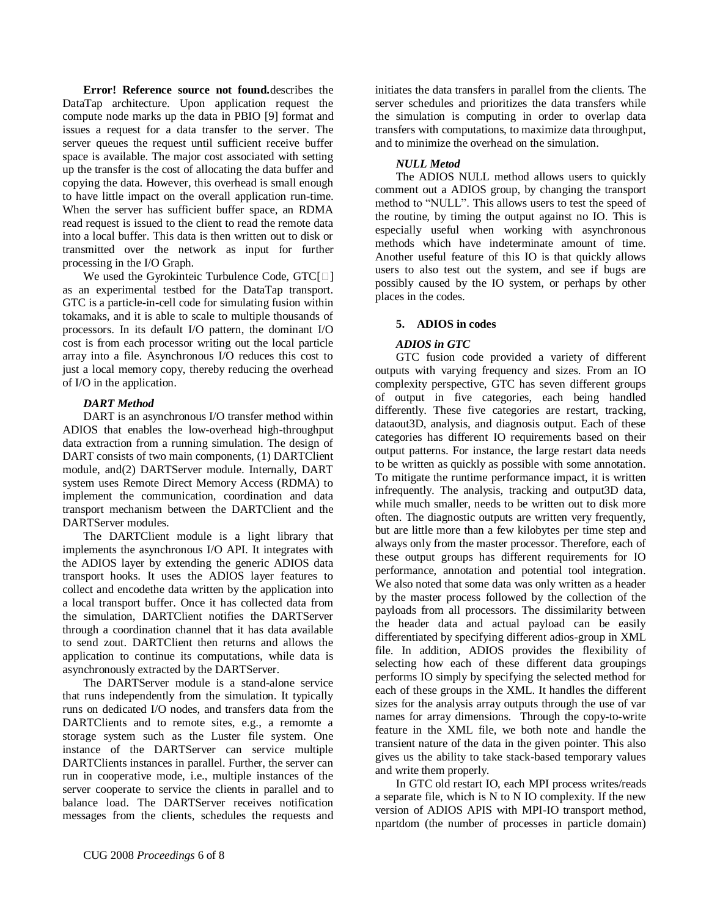**Error! Reference source not found.**describes the DataTap architecture. Upon application request the compute node marks up the data in PBIO [9] format and issues a request for a data transfer to the server. The server queues the request until sufficient receive buffer space is available. The major cost associated with setting up the transfer is the cost of allocating the data buffer and copying the data. However, this overhead is small enough to have little impact on the overall application run-time. When the server has sufficient buffer space, an RDMA read request is issued to the client to read the remote data into a local buffer. This data is then written out to disk or transmitted over the network as input for further processing in the I/O Graph.

We used the Gyrokinteic Turbulence Code, GTC[] as an experimental testbed for the DataTap transport. GTC is a particle-in-cell code for simulating fusion within tokamaks, and it is able to scale to multiple thousands of processors. In its default I/O pattern, the dominant I/O cost is from each processor writing out the local particle array into a file. Asynchronous I/O reduces this cost to just a local memory copy, thereby reducing the overhead of I/O in the application.

***DART Method***

DART is an asynchronous I/O transfer method within ADIOS that enables the low-overhead high-throughput data extraction from a running simulation. The design of DART consists of two main components, (1) DARTClient module, and(2) DARTServer module. Internally, DART system uses Remote Direct Memory Access (RDMA) to implement the communication, coordination and data transport mechanism between the DARTClient and the DARTServer modules.

The DARTClient module is a light library that implements the asynchronous I/O API. It integrates with the ADIOS layer by extending the generic ADIOS data transport hooks. It uses the ADIOS layer features to collect and encodethe data written by the application into a local transport buffer. Once it has collected data from the simulation, DARTClient notifies the DARTServer through a coordination channel that it has data available to send zout. DARTClient then returns and allows the application to continue its computations, while data is asynchronously extracted by the DARTServer.

The DARTServer module is a stand-alone service that runs independently from the simulation. It typically runs on dedicated I/O nodes, and transfers data from the DARTClients and to remote sites, e.g., a remomte a storage system such as the Luster file system. One instance of the DARTServer can service multiple DARTClients instances in parallel. Further, the server can run in cooperative mode, i.e., multiple instances of the server cooperate to service the clients in parallel and to balance load. The DARTServer receives notification messages from the clients, schedules the requests and initiates the data transfers in parallel from the clients. The server schedules and prioritizes the data transfers while the simulation is computing in order to overlap data transfers with computations, to maximize data throughput, and to minimize the overhead on the simulation.

***NULL Metod***

The ADIOS NULL method allows users to quickly comment out a ADIOS group, by changing the transport method to "NULL". This allows users to test the speed of the routine, by timing the output against no IO. This is especially useful when working with asynchronous methods which have indeterminate amount of time. Another useful feature of this IO is that quickly allows users to also test out the system, and see if bugs are possibly caused by the IO system, or perhaps by other places in the codes.

## 5. ADIOS in codes

***ADIOS in GTC***

GTC fusion code provided a variety of different outputs with varying frequency and sizes. From an IO complexity perspective, GTC has seven different groups of output in five categories, each being handled differently. These five categories are restart, tracking, dataout3D, analysis, and diagnosis output. Each of these categories has different IO requirements based on their output patterns. For instance, the large restart data needs to be written as quickly as possible with some annotation. To mitigate the runtime performance impact, it is written infrequently. The analysis, tracking and output3D data, while much smaller, needs to be written out to disk more often. The diagnostic outputs are written very frequently, but are little more than a few kilobytes per time step and always only from the master processor. Therefore, each of these output groups has different requirements for IO performance, annotation and potential tool integration. We also noted that some data was only written as a header by the master process followed by the collection of the payloads from all processors. The dissimilarity between the header data and actual payload can be easily differentiated by specifying different adios-group in XML file. In addition, ADIOS provides the flexibility of selecting how each of these different data groupings performs IO simply by specifying the selected method for each of these groups in the XML. It handles the different sizes for the analysis array outputs through the use of var names for array dimensions. Through the copy-to-write feature in the XML file, we both note and handle the transient nature of the data in the given pointer. This also gives us the ability to take stack-based temporary values and write them properly.

In GTC old restart IO, each MPI process writes/reads a separate file, which is N to N IO complexity. If the new version of ADIOS APIS with MPI-IO transport method, npartdom (the number of processes in particle domain)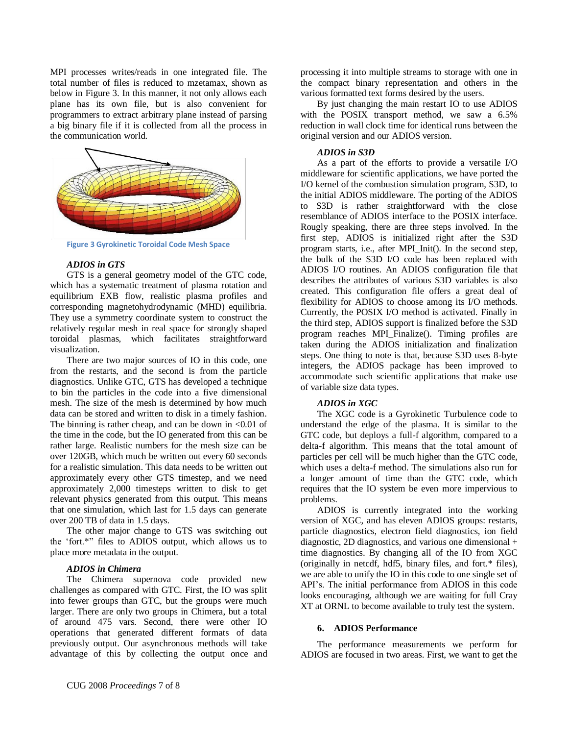MPI processes writes/reads in one integrated file. The total number of files is reduced to mzetamax, shown as below in Figure 3. In this manner, it not only allows each plane has its own file, but is also convenient for programmers to extract arbitrary plane instead of parsing a big binary file if it is collected from all the process in the communication world.

Figure 3 Gyrokinetic Toroidal Code Mesh Space

### *ADIOS in GTS*

GTS is a general geometry model of the GTC code, which has a systematic treatment of plasma rotation and equilibrium EXB flow, realistic plasma profiles and corresponding magnetohydrodynamic (MHD) equilibria. They use a symmetry coordinate system to construct the relatively regular mesh in real space for strongly shaped toroidal plasmas, which facilitates straightforward visualization.

There are two major sources of IO in this code, one from the restarts, and the second is from the particle diagnostics. Unlike GTC, GTS has developed a technique to bin the particles in the code into a five dimensional mesh. The size of the mesh is determined by how much data can be stored and written to disk in a timely fashion. The binning is rather cheap, and can be down in <0.01 of the time in the code, but the IO generated from this can be rather large. Realistic numbers for the mesh size can be over 120GB, which much be written out every 60 seconds for a realistic simulation. This data needs to be written out approximately every other GTS timestep, and we need approximately 2,000 timesteps written to disk to get relevant physics generated from this output. This means that one simulation, which last for 1.5 days can generate over 200 TB of data in 1.5 days.

The other major change to GTS was switching out the 'fort.*' files to ADIOS output, which allows us to place more metadata in the output.

### *ADIOS in Chimera*

The Chimera supernova code provided new challenges as compared with GTC. First, the IO was split into fewer groups than GTC, but the groups were much larger. There are only two groups in Chimera, but a total of around 475 vars. Second, there were other IO operations that generated different formats of data previously output. Our asynchronous methods will take advantage of this by collecting the output once and processing it into multiple streams to storage with one in the compact binary representation and others in the various formatted text forms desired by the users.

By just changing the main restart IO to use ADIOS with the POSIX transport method, we saw a 6.5% reduction in wall clock time for identical runs between the original version and our ADIOS version.

### *ADIOS in S3D*

As a part of the efforts to provide a versatile I/O middleware for scientific applications, we have ported the I/O kernel of the combustion simulation program, S3D, to the initial ADIOS middleware. The porting of the ADIOS to S3D is rather straightforward with the close resemblance of ADIOS interface to the POSIX interface. Roughly speaking, there are three steps involved. In the first step, ADIOS is initialized right after the S3D program starts, i.e., after MPI_Init(). In the second step, the bulk of the S3D I/O code has been replaced with ADIOS I/O routines. An ADIOS configuration file that describes the attributes of various S3D variables is also created. This configuration file offers a great deal of flexibility for ADIOS to choose among its I/O methods. Currently, the POSIX I/O method is activated. Finally in the third step, ADIOS support is finalized before the S3D program reaches MPI_Finalize(). Timing profiles are taken during the ADIOS initialization and finalization steps. One thing to note is that, because S3D uses 8-byte integers, the ADIOS package has been improved to accommodate such scientific applications that make use of variable size data types.

### *ADIOS in XGC*

The XGC code is a Gyrokinetic Turbulence code to understand the edge of the plasma. It is similar to the GTC code, but deploys a full-f algorithm, compared to a delta-f algorithm. This means that the total amount of particles per cell will be much higher than the GTC code, which uses a delta-f method. The simulations also run for a longer amount of time than the GTC code, which requires that the IO system be even more impervious to problems.

ADIOS is currently integrated into the working version of XGC, and has eleven ADIOS groups: restarts, particle diagnostics, electron field diagnostics, ion field diagnostic, 2D diagnostics, and various one dimensional + time diagnostics. By changing all of the IO from XGC (originally in netcdf, hdf5, binary files, and fort.* files), we are able to unify the IO in this code to one single set of API's. The initial performance from ADIOS in this code looks encouraging, although we are waiting for full Cray XT at ORNL to become available to truly test the system.

## 6. ADIOS Performance

The performance measurements we perform for ADIOS are focused in two areas. First, we want to get the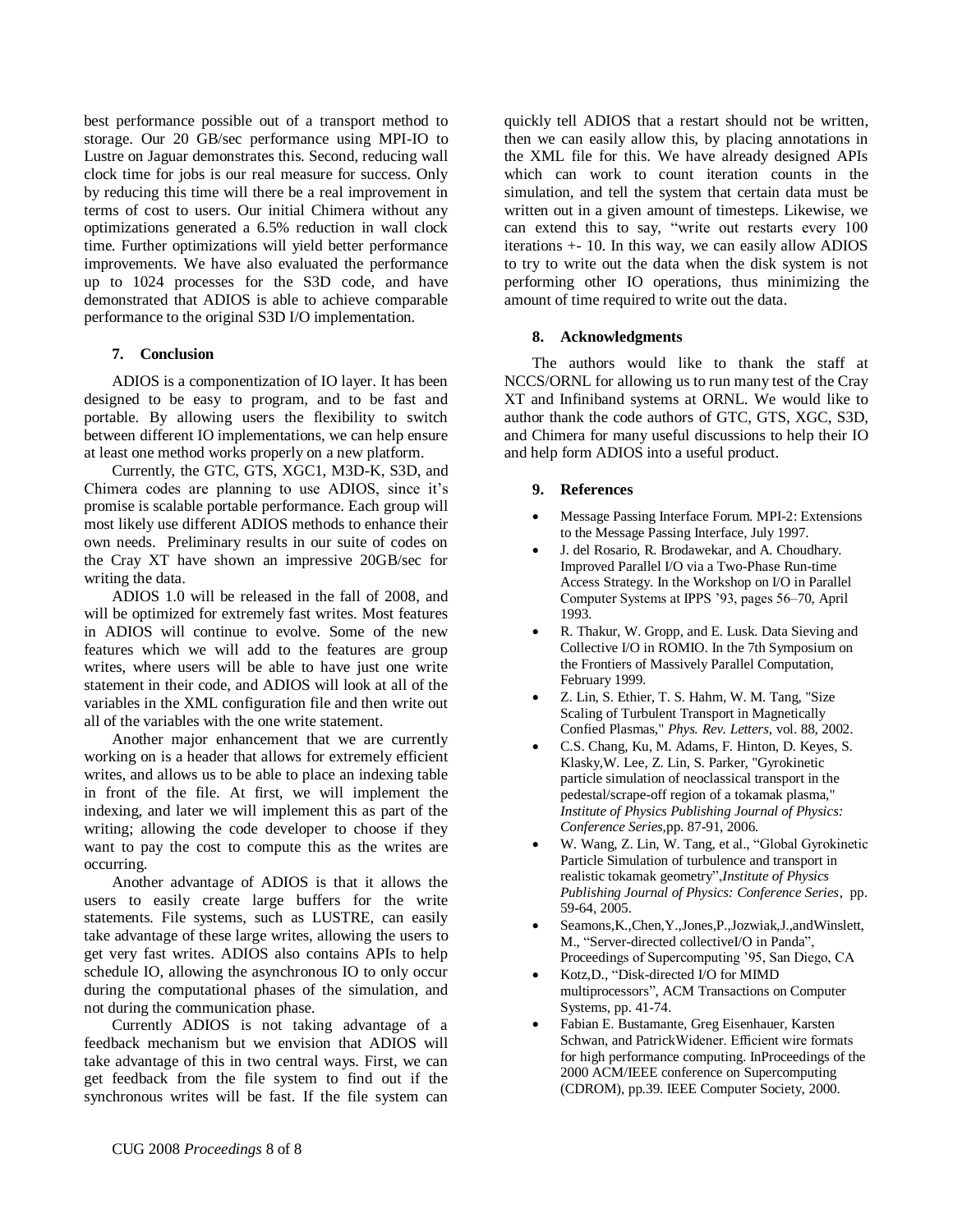best performance possible out of a transport method to storage. Our 20 GB/sec performance using MPI-IO to Lustre on Jaguar demonstrates this. Second, reducing wall clock time for jobs is our real measure for success. Only by reducing this time will there be a real improvement in terms of cost to users. Our initial Chimera without any optimizations generated a 6.5% reduction in wall clock time. Further optimizations will yield better performance improvements. We have also evaluated the performance up to 1024 processes for the S3D code, and have demonstrated that ADIOS is able to achieve comparable performance to the original S3D I/O implementation.

## 7. Conclusion

ADIOS is a componentization of IO layer. It has been designed to be easy to program, and to be fast and portable. By allowing users the flexibility to switch between different IO implementations, we can help ensure at least one method works properly on a new platform.

Currently, the GTC, GTS, XGC1, M3D-K, S3D, and Chimera codes are planning to use ADIOS, since it's promise is scalable portable performance. Each group will most likely use different ADIOS methods to enhance their own needs. Preliminary results in our suite of codes on the Cray XT have shown an impressive 20GB/sec for writing the data.

ADIOS 1.0 will be released in the fall of 2008, and will be optimized for extremely fast writes. Most features in ADIOS will continue to evolve. Some of the new features which we will add to the features are group writes, where users will be able to have just one write statement in their code, and ADIOS will look at all of the variables in the XML configuration file and then write out all of the variables with the one write statement.

Another major enhancement that we are currently working on is a header that allows for extremely efficient writes, and allows us to be able to place an indexing table in front of the file. At first, we will implement the indexing, and later we will implement this as part of the writing; allowing the code developer to choose if they want to pay the cost to compute this as the writes are occurring.

Another advantage of ADIOS is that it allows the users to easily create large buffers for the write statements. File systems, such as LUSTRE, can easily take advantage of these large writes, allowing the users to get very fast writes. ADIOS also contains APIs to help schedule IO, allowing the asynchronous IO to only occur during the computational phases of the simulation, and not during the communication phase.

Currently ADIOS is not taking advantage of a feedback mechanism but we envision that ADIOS will take advantage of this in two central ways. First, we can get feedback from the file system to find out if the synchronous writes will be fast. If the file system can quickly tell ADIOS that a restart should not be written, then we can easily allow this, by placing annotations in the XML file for this. We have already designed APIs which can work to count iteration counts in the simulation, and tell the system that certain data must be written out in a given amount of timesteps. Likewise, we can extend this to say, "write out restarts every 100 iterations +- 10. In this way, we can easily allow ADIOS to try to write out the data when the disk system is not performing other IO operations, thus minimizing the amount of time required to write out the data.

## 8. Acknowledgments

The authors would like to thank the staff at NCCS/ORNL for allowing us to run many test of the Cray XT and Infiniband systems at ORNL. We would like to author thank the code authors of GTC, GTS, XGC, S3D, and Chimera for many useful discussions to help their IO and help form ADIOS into a useful product.

## 9. References

- Message Passing Interface Forum. MPI-2: Extensions to the Message Passing Interface, July 1997.
- J. del Rosario, R. Brodawekar, and A. Choudhary. Improved Parallel I/O via a Two-Phase Run-time Access Strategy. In the Workshop on I/O in Parallel Computer Systems at IPPS '93, pages 56–70, April 1993.
- R. Thakur, W. Gropp, and E. Lusk. Data Sieving and Collective I/O in ROMIO. In the 7th Symposium on the Frontiers of Massively Parallel Computation, February 1999.
- Z. Lin, S. Ethier, T. S. Hahm, W. M. Tang, "Size Scaling of Turbulent Transport in Magnetically Confied Plasmas," *Phys. Rev. Letters*, vol. 88, 2002.
- C.S. Chang, Ku, M. Adams, F. Hinton, D. Keyes, S. Klasky,W. Lee, Z. Lin, S. Parker, "Gyrokinetic particle simulation of neoclassical transport in the pedestal/scrape-off region of a tokamak plasma," *Institute of Physics Publishing Journal of Physics: Conference Series*,pp. 87-91, 2006.
- W. Wang, Z. Lin, W. Tang, et al., "Global Gyrokinetic Particle Simulation of turbulence and transport in realistic tokamak geometry",*Institute of Physics Publishing Journal of Physics: Conference Series*, pp. 59-64, 2005.
- Seamons,K.,Chen,Y.,Jones,P.,Jozwiak,J.,andWinslett, M., "Server-directed collectiveI/O in Panda", Proceedings of Supercomputing '95, San Diego, CA
- Kotz,D., "Disk-directed I/O for MIMD multiprocessors", ACM Transactions on Computer Systems, pp. 41-74.
- Fabian E. Bustamante, Greg Eisenhauer, Karsten Schwan, and PatrickWidener. Efficient wire formats for high performance computing. InProceedings of the 2000 ACM/IEEE conference on Supercomputing (CDROM), pp.39. IEEE Computer Society, 2000.